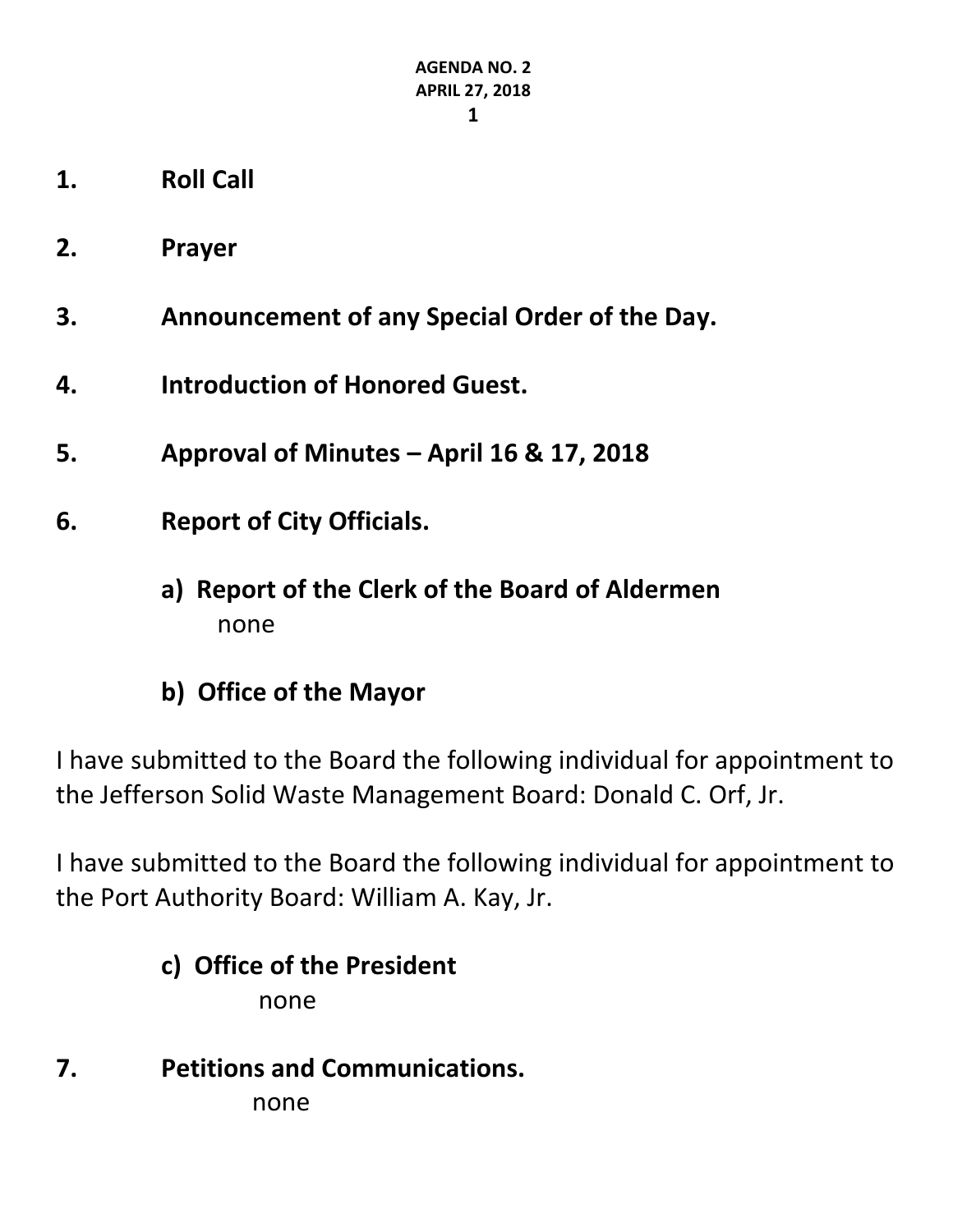**AGENDA NO. 2**
**APRIL 27, 2018**

1. **Roll Call**

2. **Prayer**

3. **Announcement of any Special Order of the Day.**

4. **Introduction of Honored Guest.**

5. **Approval of Minutes – April 16 & 17, 2018**

6. **Report of City Officials.**

   **a) Report of the Clerk of the Board of Aldermen**
   none

   **b) Office of the Mayor**

I have submitted to the Board the following individual for appointment to the Jefferson Solid Waste Management Board: Donald C. Orf, Jr.

I have submitted to the Board the following individual for appointment to the Port Authority Board: William A. Kay, Jr.

   **c) Office of the President**
   none

7. **Petitions and Communications.**
   none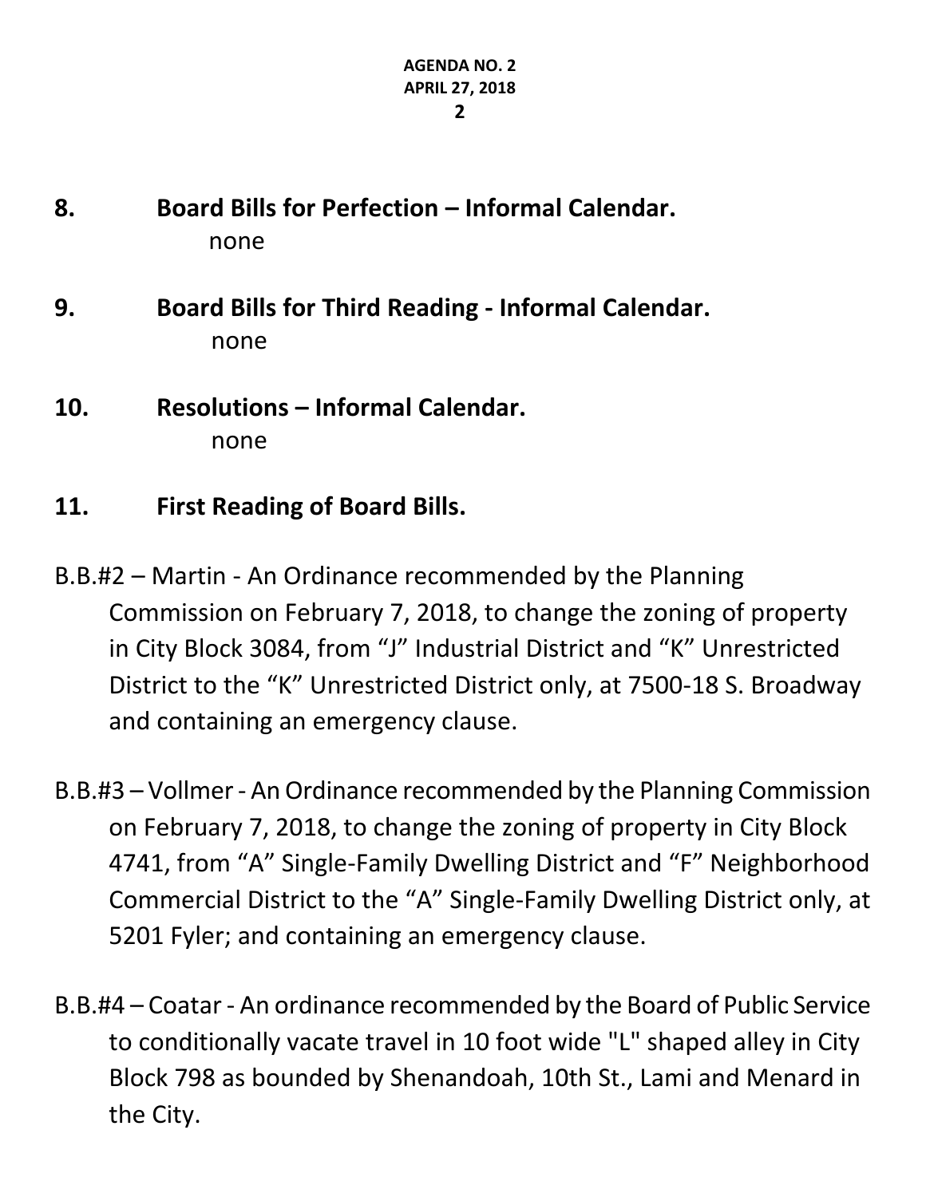**8. Board Bills for Perfection – Informal Calendar.**

none

**9. Board Bills for Third Reading - Informal Calendar.**

none

**10. Resolutions – Informal Calendar.**

none

**11. First Reading of Board Bills.**

B.B.#2 – Martin - An Ordinance recommended by the Planning Commission on February 7, 2018, to change the zoning of property in City Block 3084, from "J" Industrial District and "K" Unrestricted District to the "K" Unrestricted District only, at 7500-18 S. Broadway and containing an emergency clause.

B.B.#3 – Vollmer - An Ordinance recommended by the Planning Commission on February 7, 2018, to change the zoning of property in City Block 4741, from "A" Single-Family Dwelling District and "F" Neighborhood Commercial District to the "A" Single-Family Dwelling District only, at 5201 Fyler; and containing an emergency clause.

B.B.#4 – Coatar - An ordinance recommended by the Board of Public Service to conditionally vacate travel in 10 foot wide "L" shaped alley in City Block 798 as bounded by Shenandoah, 10th St., Lami and Menard in the City.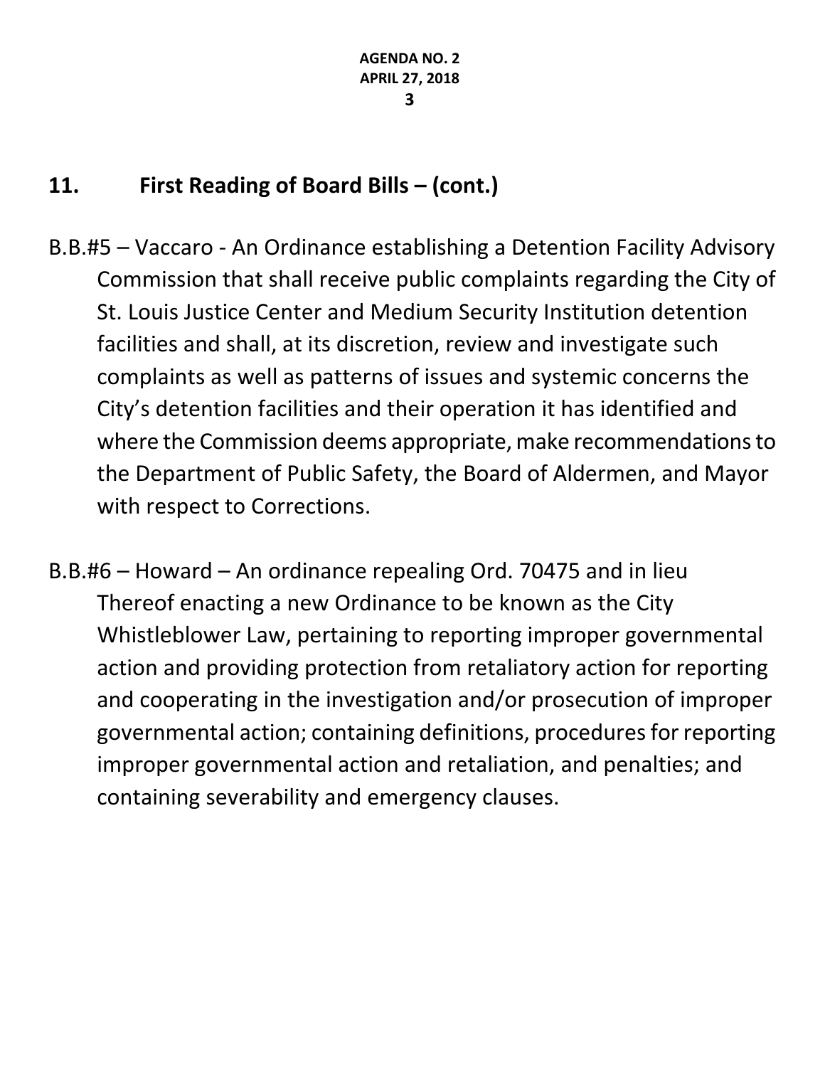## 11. First Reading of Board Bills – (cont.)

B.B.#5 – Vaccaro - An Ordinance establishing a Detention Facility Advisory Commission that shall receive public complaints regarding the City of St. Louis Justice Center and Medium Security Institution detention facilities and shall, at its discretion, review and investigate such complaints as well as patterns of issues and systemic concerns the City's detention facilities and their operation it has identified and where the Commission deems appropriate, make recommendations to the Department of Public Safety, the Board of Aldermen, and Mayor with respect to Corrections.

B.B.#6 – Howard – An ordinance repealing Ord. 70475 and in lieu Thereof enacting a new Ordinance to be known as the City Whistleblower Law, pertaining to reporting improper governmental action and providing protection from retaliatory action for reporting and cooperating in the investigation and/or prosecution of improper governmental action; containing definitions, procedures for reporting improper governmental action and retaliation, and penalties; and containing severability and emergency clauses.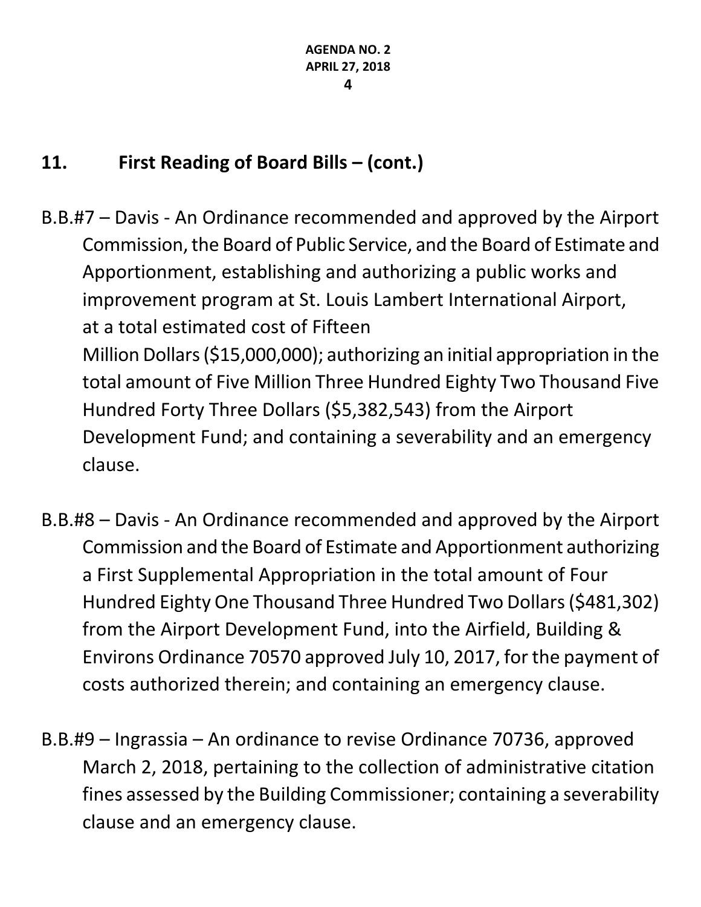## 11. First Reading of Board Bills – (cont.)

B.B.#7 – Davis - An Ordinance recommended and approved by the Airport Commission, the Board of Public Service, and the Board of Estimate and Apportionment, establishing and authorizing a public works and improvement program at St. Louis Lambert International Airport, at a total estimated cost of Fifteen Million Dollars ($15,000,000); authorizing an initial appropriation in the total amount of Five Million Three Hundred Eighty Two Thousand Five Hundred Forty Three Dollars ($5,382,543) from the Airport Development Fund; and containing a severability and an emergency clause.

B.B.#8 – Davis - An Ordinance recommended and approved by the Airport Commission and the Board of Estimate and Apportionment authorizing a First Supplemental Appropriation in the total amount of Four Hundred Eighty One Thousand Three Hundred Two Dollars ($481,302) from the Airport Development Fund, into the Airfield, Building & Environs Ordinance 70570 approved July 10, 2017, for the payment of costs authorized therein; and containing an emergency clause.

B.B.#9 – Ingrassia – An ordinance to revise Ordinance 70736, approved March 2, 2018, pertaining to the collection of administrative citation fines assessed by the Building Commissioner; containing a severability clause and an emergency clause.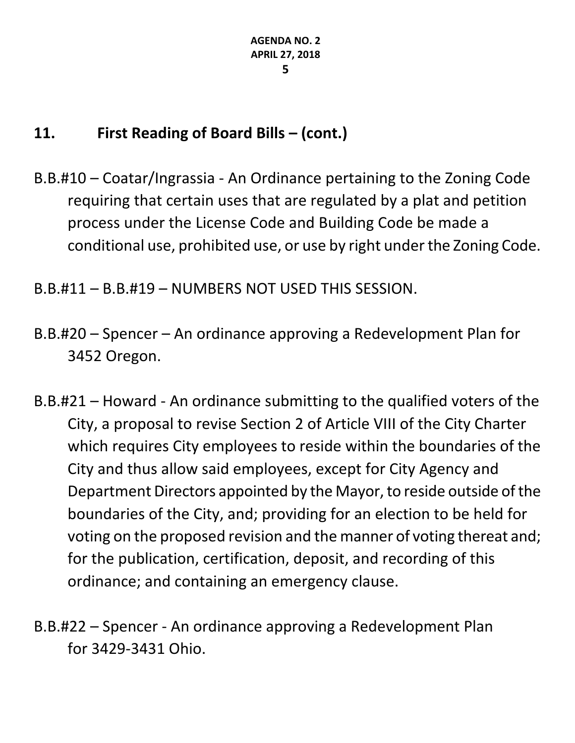## 11. First Reading of Board Bills – (cont.)

B.B.#10 – Coatar/Ingrassia - An Ordinance pertaining to the Zoning Code requiring that certain uses that are regulated by a plat and petition process under the License Code and Building Code be made a conditional use, prohibited use, or use by right under the Zoning Code.

B.B.#11 – B.B.#19 – NUMBERS NOT USED THIS SESSION.

B.B.#20 – Spencer – An ordinance approving a Redevelopment Plan for 3452 Oregon.

B.B.#21 – Howard - An ordinance submitting to the qualified voters of the City, a proposal to revise Section 2 of Article VIII of the City Charter which requires City employees to reside within the boundaries of the City and thus allow said employees, except for City Agency and Department Directors appointed by the Mayor, to reside outside of the boundaries of the City, and; providing for an election to be held for voting on the proposed revision and the manner of voting thereat and; for the publication, certification, deposit, and recording of this ordinance; and containing an emergency clause.

B.B.#22 – Spencer - An ordinance approving a Redevelopment Plan for 3429-3431 Ohio.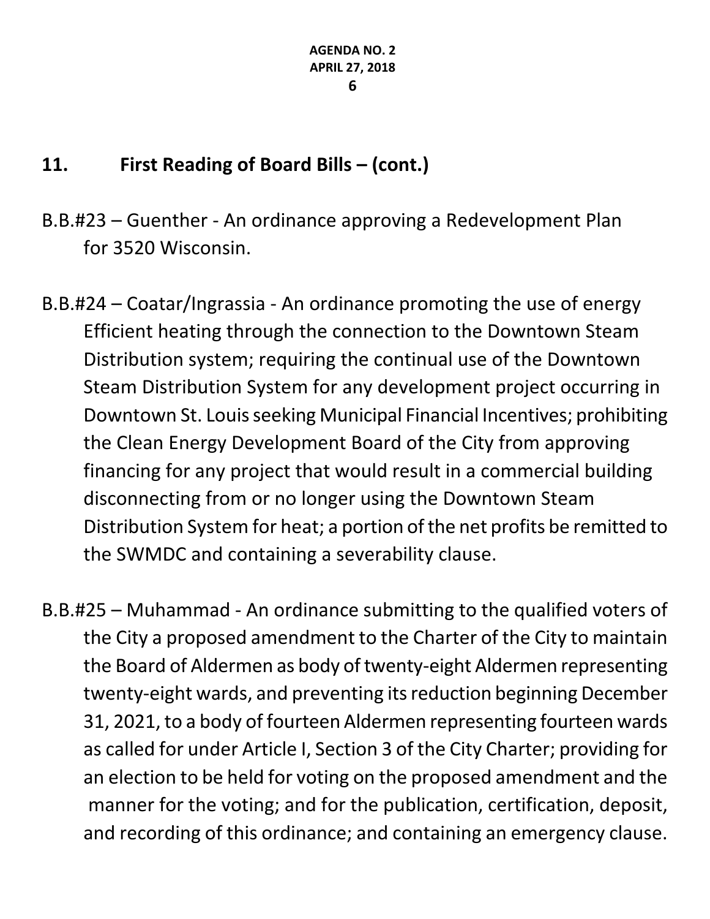## 11. First Reading of Board Bills – (cont.)

B.B.#23 – Guenther - An ordinance approving a Redevelopment Plan for 3520 Wisconsin.

B.B.#24 – Coatar/Ingrassia - An ordinance promoting the use of energy Efficient heating through the connection to the Downtown Steam Distribution system; requiring the continual use of the Downtown Steam Distribution System for any development project occurring in Downtown St. Louis seeking Municipal Financial Incentives; prohibiting the Clean Energy Development Board of the City from approving financing for any project that would result in a commercial building disconnecting from or no longer using the Downtown Steam Distribution System for heat; a portion of the net profits be remitted to the SWMDC and containing a severability clause.

B.B.#25 – Muhammad - An ordinance submitting to the qualified voters of the City a proposed amendment to the Charter of the City to maintain the Board of Aldermen as body of twenty-eight Aldermen representing twenty-eight wards, and preventing its reduction beginning December 31, 2021, to a body of fourteen Aldermen representing fourteen wards as called for under Article I, Section 3 of the City Charter; providing for an election to be held for voting on the proposed amendment and the manner for the voting; and for the publication, certification, deposit, and recording of this ordinance; and containing an emergency clause.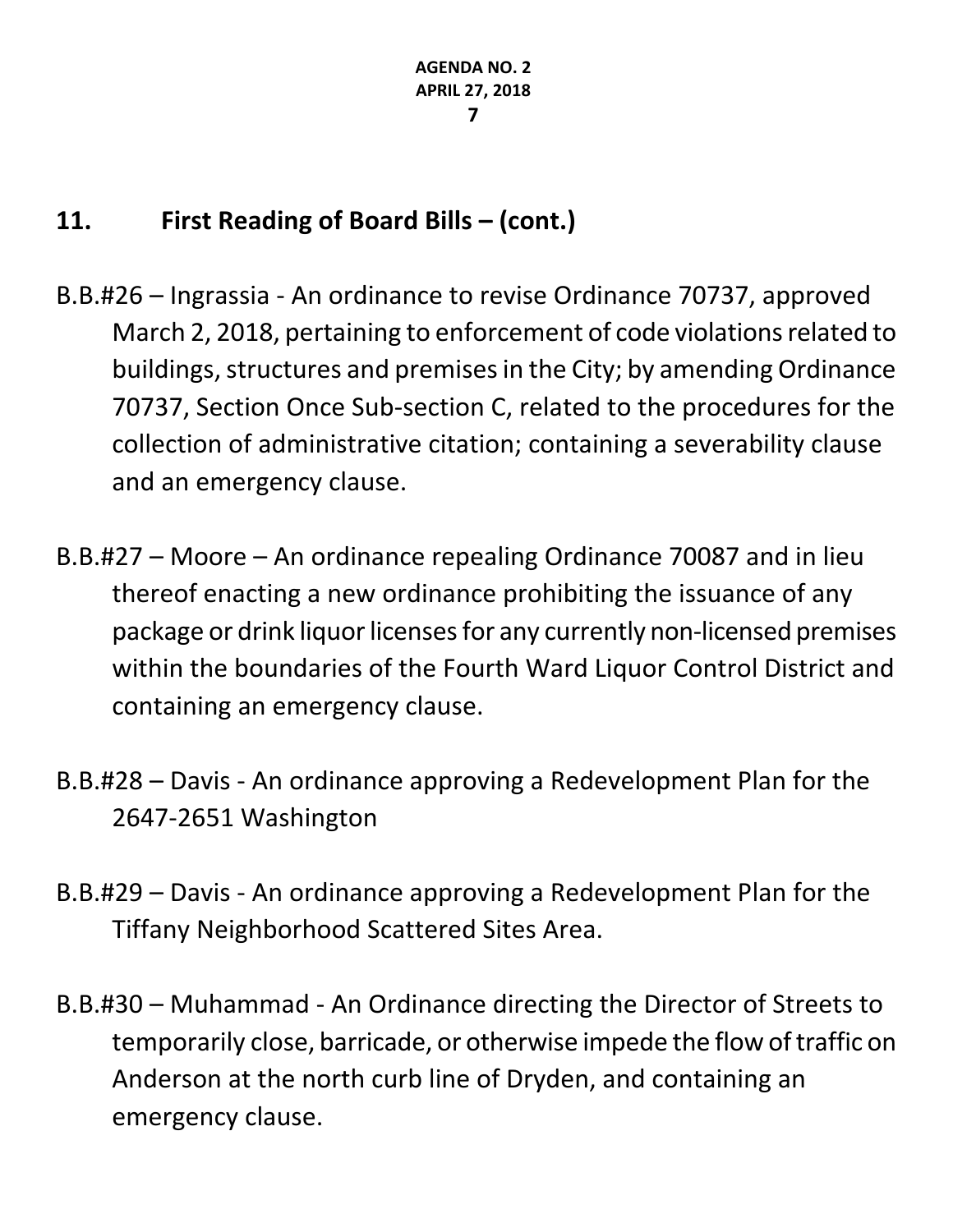## 11. First Reading of Board Bills – (cont.)

B.B.#26 – Ingrassia - An ordinance to revise Ordinance 70737, approved March 2, 2018, pertaining to enforcement of code violations related to buildings, structures and premises in the City; by amending Ordinance 70737, Section Once Sub-section C, related to the procedures for the collection of administrative citation; containing a severability clause and an emergency clause.

B.B.#27 – Moore – An ordinance repealing Ordinance 70087 and in lieu thereof enacting a new ordinance prohibiting the issuance of any package or drink liquor licenses for any currently non-licensed premises within the boundaries of the Fourth Ward Liquor Control District and containing an emergency clause.

B.B.#28 – Davis - An ordinance approving a Redevelopment Plan for the 2647-2651 Washington

B.B.#29 – Davis - An ordinance approving a Redevelopment Plan for the Tiffany Neighborhood Scattered Sites Area.

B.B.#30 – Muhammad - An Ordinance directing the Director of Streets to temporarily close, barricade, or otherwise impede the flow of traffic on Anderson at the north curb line of Dryden, and containing an emergency clause.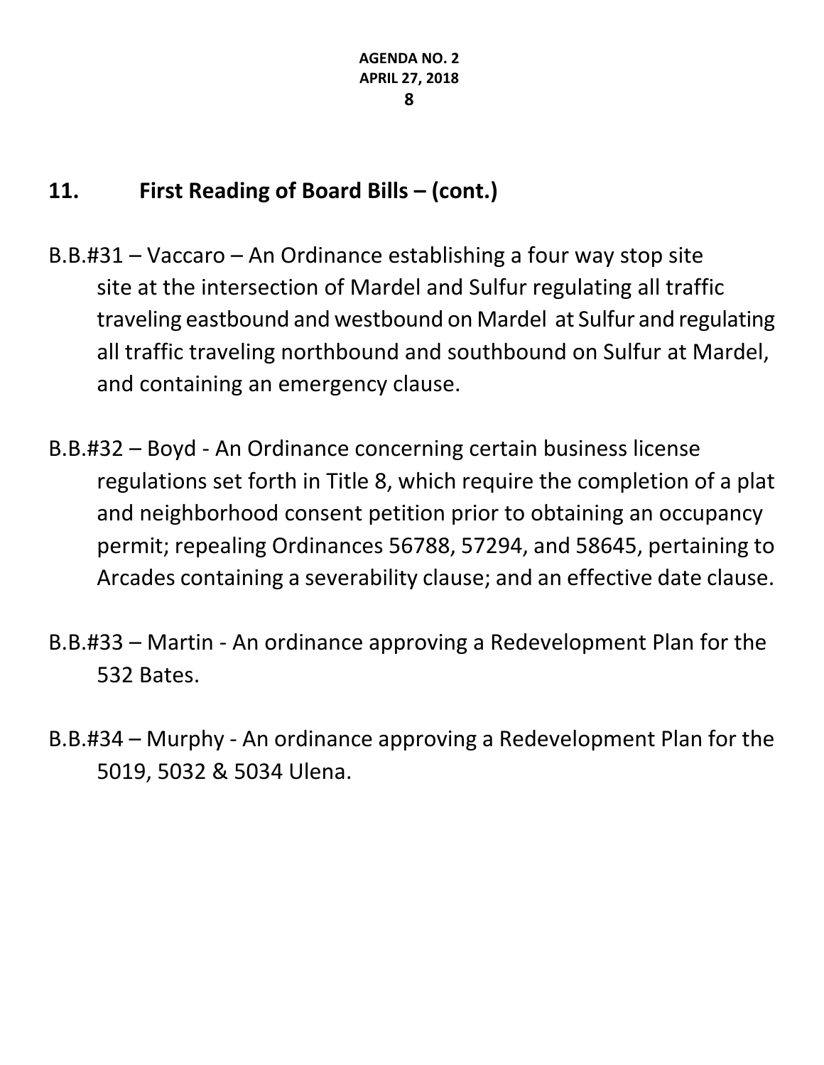## 11. First Reading of Board Bills – (cont.)

B.B.#31 – Vaccaro – An Ordinance establishing a four way stop site site at the intersection of Mardel and Sulfur regulating all traffic traveling eastbound and westbound on Mardel at Sulfur and regulating all traffic traveling northbound and southbound on Sulfur at Mardel, and containing an emergency clause.

B.B.#32 – Boyd - An Ordinance concerning certain business license regulations set forth in Title 8, which require the completion of a plat and neighborhood consent petition prior to obtaining an occupancy permit; repealing Ordinances 56788, 57294, and 58645, pertaining to Arcades containing a severability clause; and an effective date clause.

B.B.#33 – Martin - An ordinance approving a Redevelopment Plan for the 532 Bates.

B.B.#34 – Murphy - An ordinance approving a Redevelopment Plan for the 5019, 5032 & 5034 Ulena.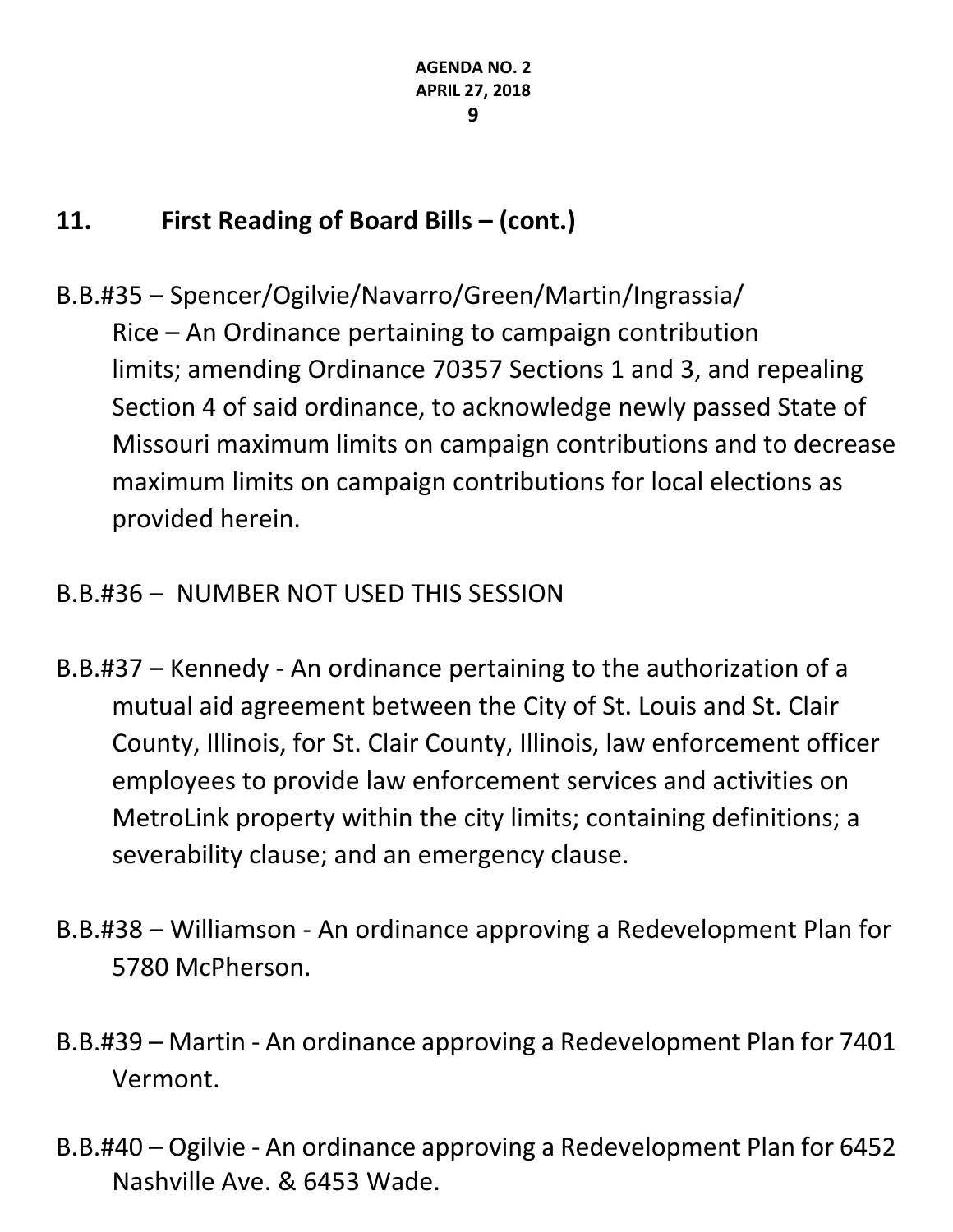## 11. First Reading of Board Bills – (cont.)

B.B.#35 – Spencer/Ogilvie/Navarro/Green/Martin/Ingrassia/Rice – An Ordinance pertaining to campaign contribution limits; amending Ordinance 70357 Sections 1 and 3, and repealing Section 4 of said ordinance, to acknowledge newly passed State of Missouri maximum limits on campaign contributions and to decrease maximum limits on campaign contributions for local elections as provided herein.

B.B.#36 – NUMBER NOT USED THIS SESSION

B.B.#37 – Kennedy - An ordinance pertaining to the authorization of a mutual aid agreement between the City of St. Louis and St. Clair County, Illinois, for St. Clair County, Illinois, law enforcement officer employees to provide law enforcement services and activities on MetroLink property within the city limits; containing definitions; a severability clause; and an emergency clause.

B.B.#38 – Williamson - An ordinance approving a Redevelopment Plan for 5780 McPherson.

B.B.#39 – Martin - An ordinance approving a Redevelopment Plan for 7401 Vermont.

B.B.#40 – Ogilvie - An ordinance approving a Redevelopment Plan for 6452 Nashville Ave. & 6453 Wade.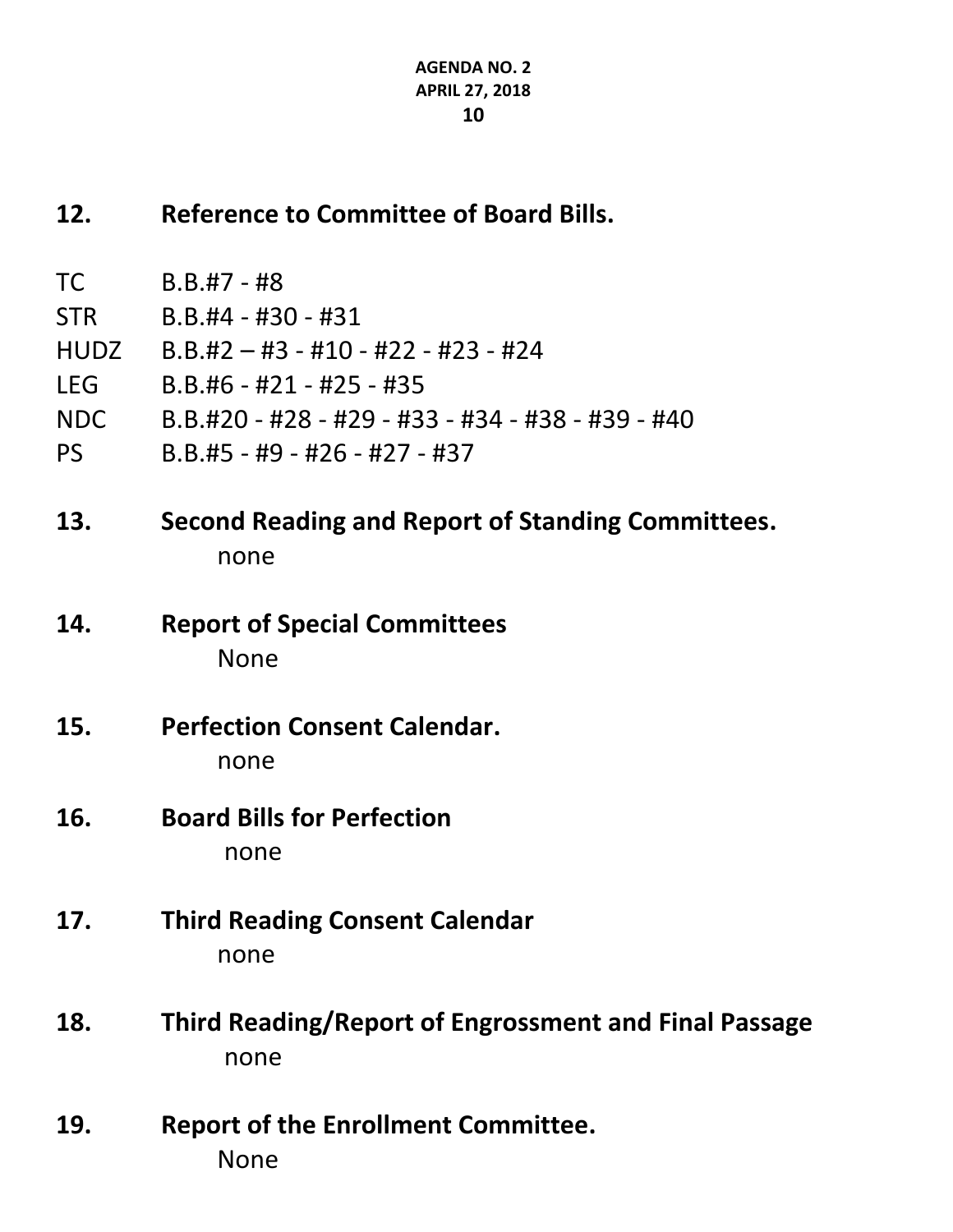## 12. Reference to Committee of Board Bills.

TC B.B.#7 - #8
STR B.B.#4 - #30 - #31
HUDZ B.B.#2 – #3 - #10 - #22 - #23 - #24
LEG B.B.#6 - #21 - #25 - #35
NDC B.B.#20 - #28 - #29 - #33 - #34 - #38 - #39 - #40
PS B.B.#5 - #9 - #26 - #27 - #37

## 13. Second Reading and Report of Standing Committees.

none

## 14. Report of Special Committees

None

## 15. Perfection Consent Calendar.

none

## 16. Board Bills for Perfection

none

## 17. Third Reading Consent Calendar

none

## 18. Third Reading/Report of Engrossment and Final Passage

none

## 19. Report of the Enrollment Committee.

None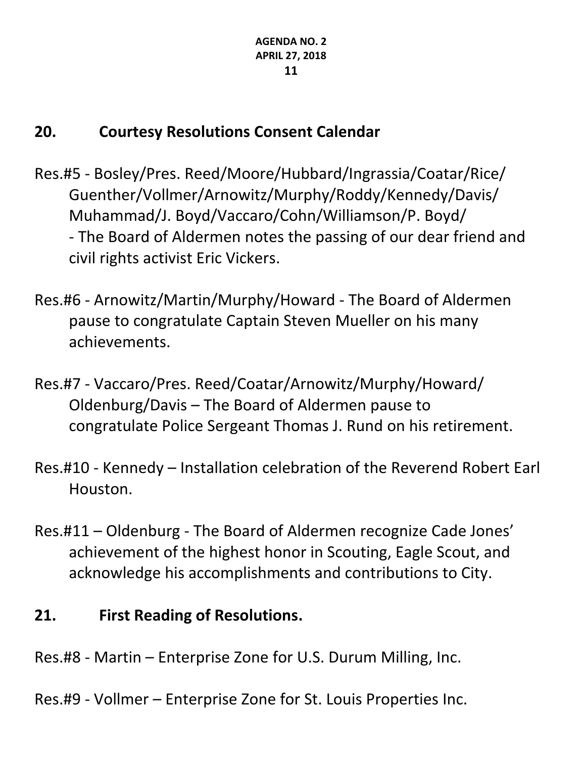## 20. Courtesy Resolutions Consent Calendar

Res.#5 - Bosley/Pres. Reed/Moore/Hubbard/Ingrassia/Coatar/Rice/Guenther/Vollmer/Arnowitz/Murphy/Roddy/Kennedy/Davis/Muhammad/J. Boyd/Vaccaro/Cohn/Williamson/P. Boyd/ - The Board of Aldermen notes the passing of our dear friend and civil rights activist Eric Vickers.

Res.#6 - Arnowitz/Martin/Murphy/Howard - The Board of Aldermen pause to congratulate Captain Steven Mueller on his many achievements.

Res.#7 - Vaccaro/Pres. Reed/Coatar/Arnowitz/Murphy/Howard/Oldenburg/Davis – The Board of Aldermen pause to congratulate Police Sergeant Thomas J. Rund on his retirement.

Res.#10 - Kennedy – Installation celebration of the Reverend Robert Earl Houston.

Res.#11 – Oldenburg - The Board of Aldermen recognize Cade Jones' achievement of the highest honor in Scouting, Eagle Scout, and acknowledge his accomplishments and contributions to City.

## 21. First Reading of Resolutions.

Res.#8 - Martin – Enterprise Zone for U.S. Durum Milling, Inc.

Res.#9 - Vollmer – Enterprise Zone for St. Louis Properties Inc.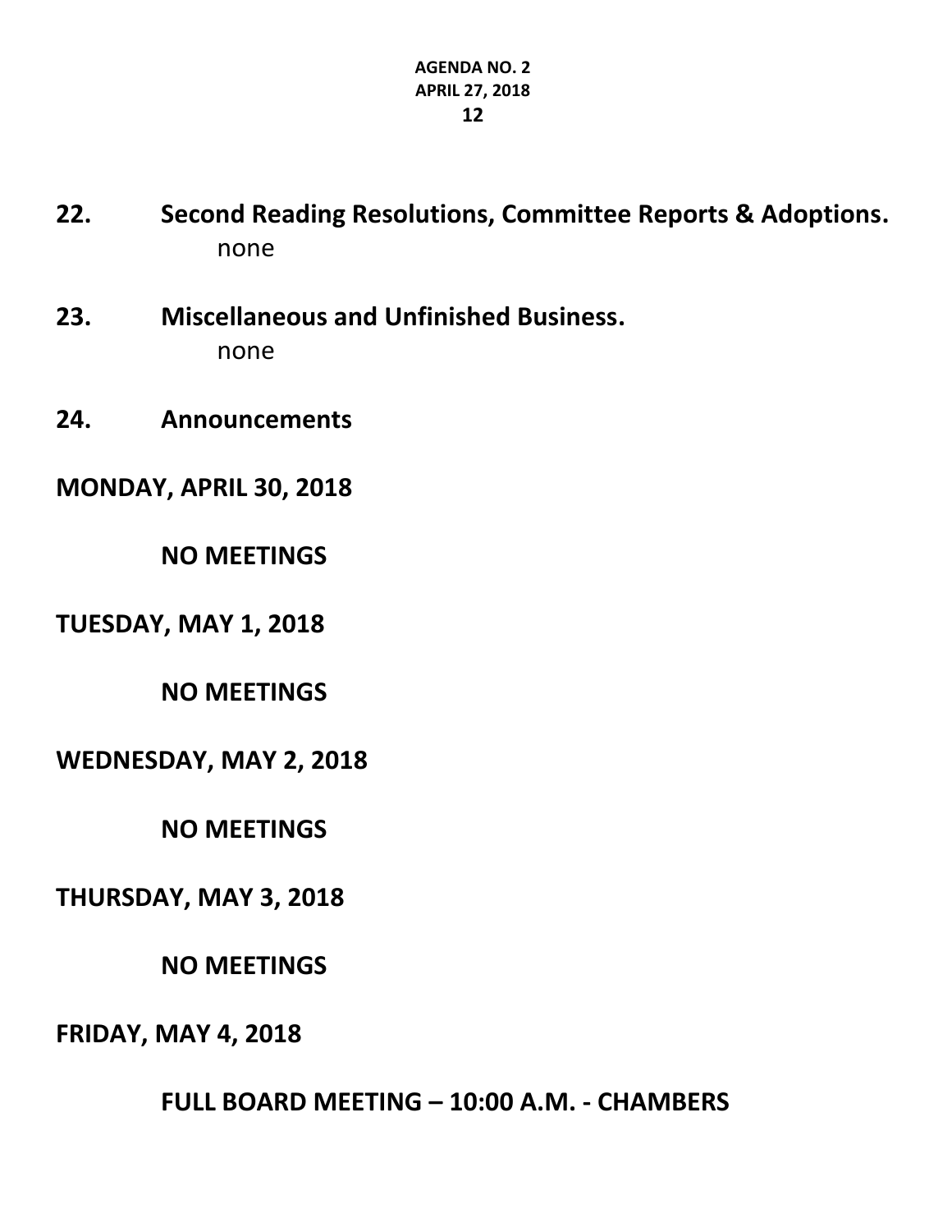**22. Second Reading Resolutions, Committee Reports & Adoptions.**

none

**23. Miscellaneous and Unfinished Business.**

none

**24. Announcements**

**MONDAY, APRIL 30, 2018**

**NO MEETINGS**

**TUESDAY, MAY 1, 2018**

**NO MEETINGS**

**WEDNESDAY, MAY 2, 2018**

**NO MEETINGS**

**THURSDAY, MAY 3, 2018**

**NO MEETINGS**

**FRIDAY, MAY 4, 2018**

**FULL BOARD MEETING – 10:00 A.M. - CHAMBERS**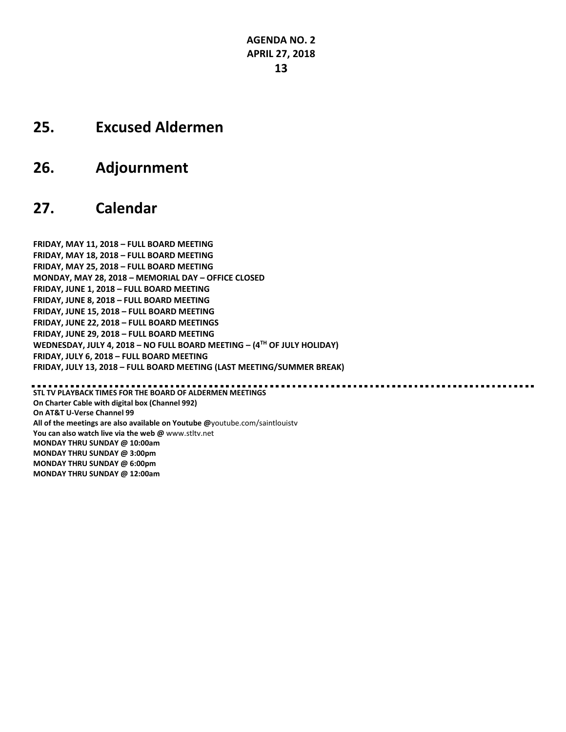# 25. Excused Aldermen

# 26. Adjournment

# 27. Calendar

**FRIDAY, MAY 11, 2018 – FULL BOARD MEETING**
**FRIDAY, MAY 18, 2018 – FULL BOARD MEETING**
**FRIDAY, MAY 25, 2018 – FULL BOARD MEETING**
**MONDAY, MAY 28, 2018 – MEMORIAL DAY – OFFICE CLOSED**
**FRIDAY, JUNE 1, 2018 – FULL BOARD MEETING**
**FRIDAY, JUNE 8, 2018 – FULL BOARD MEETING**
**FRIDAY, JUNE 15, 2018 – FULL BOARD MEETING**
**FRIDAY, JUNE 22, 2018 – FULL BOARD MEETINGS**
**FRIDAY, JUNE 29, 2018 – FULL BOARD MEETING**
**WEDNESDAY, JULY 4, 2018 – NO FULL BOARD MEETING – (4TH OF JULY HOLIDAY)**
**FRIDAY, JULY 6, 2018 – FULL BOARD MEETING**
**FRIDAY, JULY 13, 2018 – FULL BOARD MEETING (LAST MEETING/SUMMER BREAK)**

---

**STL TV PLAYBACK TIMES FOR THE BOARD OF ALDERMEN MEETINGS**
**On Charter Cable with digital box (Channel 992)**
**On AT&T U-Verse Channel 99**
**All of the meetings are also available on Youtube @**youtube.com/saintlouistv
**You can also watch live via the web @** www.stltv.net
**MONDAY THRU SUNDAY @ 10:00am**
**MONDAY THRU SUNDAY @ 3:00pm**
**MONDAY THRU SUNDAY @ 6:00pm**
**MONDAY THRU SUNDAY @ 12:00am**